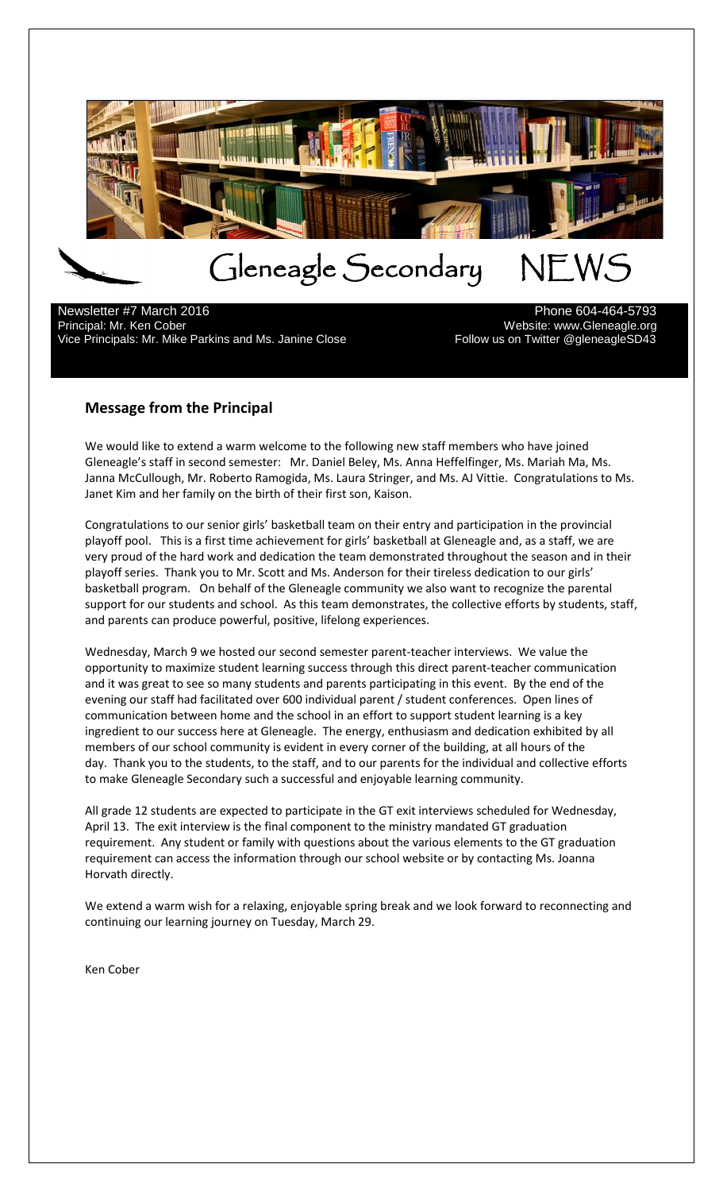# Gleneagle Secondary NEWS

Newsletter #7 March 2016
Principal: Mr. Ken Cober
Vice Principals: Mr. Mike Parkins and Ms. Janine Close

Phone 604-464-5793
Website: www.Gleneagle.org
Follow us on Twitter @gleneagleSD43

## Message from the Principal

We would like to extend a warm welcome to the following new staff members who have joined Gleneagle's staff in second semester: Mr. Daniel Beley, Ms. Anna Heffelfinger, Ms. Mariah Ma, Ms. Janna McCullough, Mr. Roberto Ramogida, Ms. Laura Stringer, and Ms. AJ Vittie. Congratulations to Ms. Janet Kim and her family on the birth of their first son, Kaison.

Congratulations to our senior girls' basketball team on their entry and participation in the provincial playoff pool. This is a first time achievement for girls' basketball at Gleneagle and, as a staff, we are very proud of the hard work and dedication the team demonstrated throughout the season and in their playoff series. Thank you to Mr. Scott and Ms. Anderson for their tireless dedication to our girls' basketball program. On behalf of the Gleneagle community we also want to recognize the parental support for our students and school. As this team demonstrates, the collective efforts by students, staff, and parents can produce powerful, positive, lifelong experiences.

Wednesday, March 9 we hosted our second semester parent-teacher interviews. We value the opportunity to maximize student learning success through this direct parent-teacher communication and it was great to see so many students and parents participating in this event. By the end of the evening our staff had facilitated over 600 individual parent / student conferences. Open lines of communication between home and the school in an effort to support student learning is a key ingredient to our success here at Gleneagle. The energy, enthusiasm and dedication exhibited by all members of our school community is evident in every corner of the building, at all hours of the day. Thank you to the students, to the staff, and to our parents for the individual and collective efforts to make Gleneagle Secondary such a successful and enjoyable learning community.

All grade 12 students are expected to participate in the GT exit interviews scheduled for Wednesday, April 13. The exit interview is the final component to the ministry mandated GT graduation requirement. Any student or family with questions about the various elements to the GT graduation requirement can access the information through our school website or by contacting Ms. Joanna Horvath directly.

We extend a warm wish for a relaxing, enjoyable spring break and we look forward to reconnecting and continuing our learning journey on Tuesday, March 29.

Ken Cober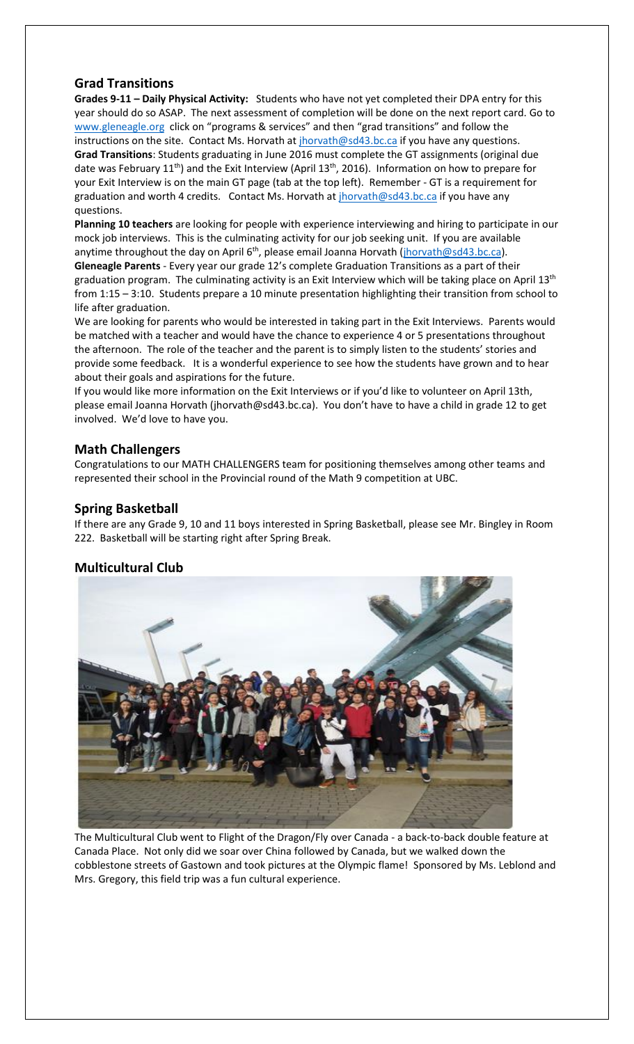## Grad Transitions

**Grades 9-11 – Daily Physical Activity:** Students who have not yet completed their DPA entry for this year should do so ASAP. The next assessment of completion will be done on the next report card. Go to www.gleneagle.org click on "programs & services" and then "grad transitions" and follow the instructions on the site. Contact Ms. Horvath at jhorvath@sd43.bc.ca if you have any questions.

**Grad Transitions**: Students graduating in June 2016 must complete the GT assignments (original due date was February 11th) and the Exit Interview (April 13th, 2016). Information on how to prepare for your Exit Interview is on the main GT page (tab at the top left). Remember - GT is a requirement for graduation and worth 4 credits. Contact Ms. Horvath at jhorvath@sd43.bc.ca if you have any questions.

**Planning 10 teachers** are looking for people with experience interviewing and hiring to participate in our mock job interviews. This is the culminating activity for our job seeking unit. If you are available anytime throughout the day on April 6th, please email Joanna Horvath (jhorvath@sd43.bc.ca).

**Gleneagle Parents** - Every year our grade 12's complete Graduation Transitions as a part of their graduation program. The culminating activity is an Exit Interview which will be taking place on April 13th from 1:15 – 3:10. Students prepare a 10 minute presentation highlighting their transition from school to life after graduation.

We are looking for parents who would be interested in taking part in the Exit Interviews. Parents would be matched with a teacher and would have the chance to experience 4 or 5 presentations throughout the afternoon. The role of the teacher and the parent is to simply listen to the students' stories and provide some feedback. It is a wonderful experience to see how the students have grown and to hear about their goals and aspirations for the future.

If you would like more information on the Exit Interviews or if you'd like to volunteer on April 13th, please email Joanna Horvath (jhorvath@sd43.bc.ca). You don't have to have a child in grade 12 to get involved. We'd love to have you.

## Math Challengers

Congratulations to our MATH CHALLENGERS team for positioning themselves among other teams and represented their school in the Provincial round of the Math 9 competition at UBC.

## Spring Basketball

If there are any Grade 9, 10 and 11 boys interested in Spring Basketball, please see Mr. Bingley in Room 222. Basketball will be starting right after Spring Break.

## Multicultural Club

The Multicultural Club went to Flight of the Dragon/Fly over Canada - a back-to-back double feature at Canada Place. Not only did we soar over China followed by Canada, but we walked down the cobblestone streets of Gastown and took pictures at the Olympic flame! Sponsored by Ms. Leblond and Mrs. Gregory, this field trip was a fun cultural experience.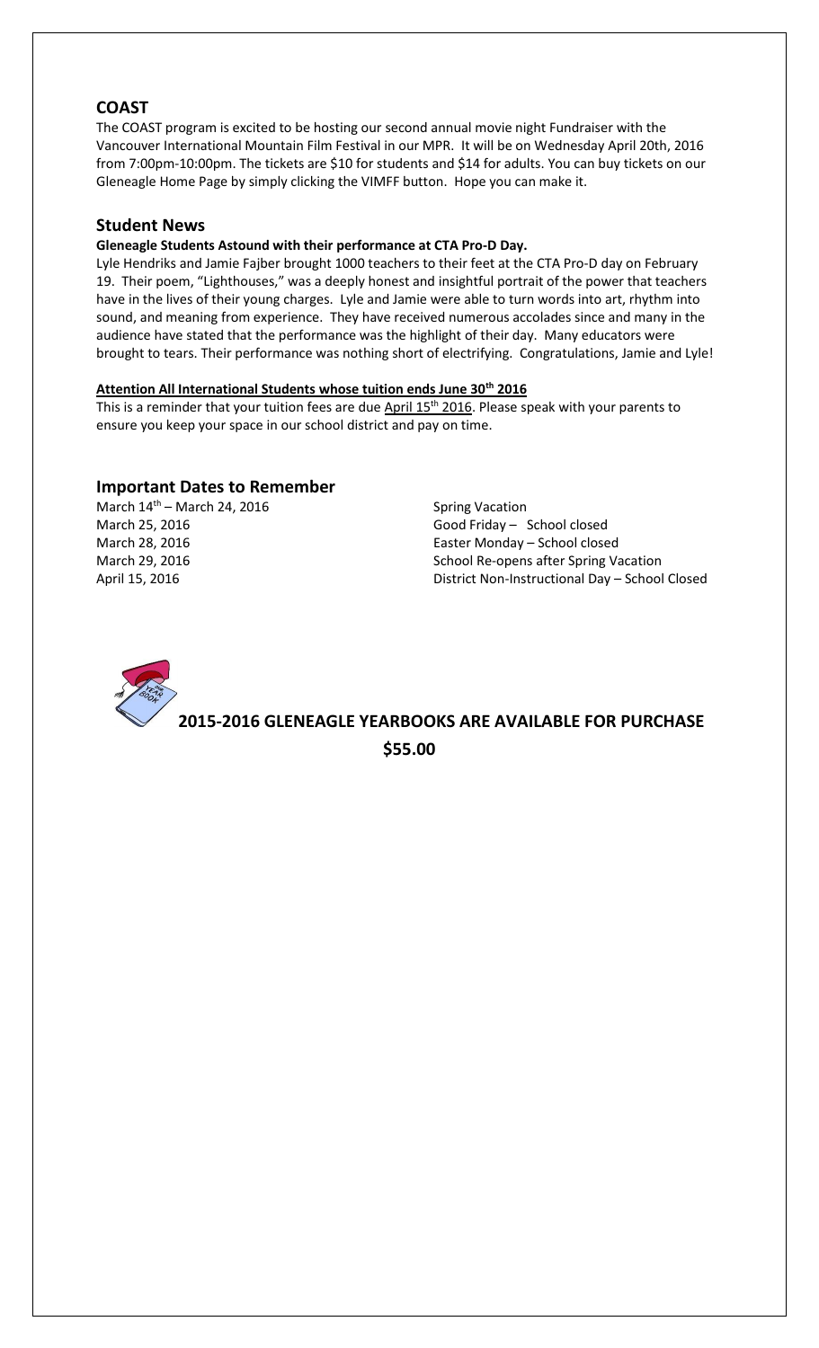## COAST

The COAST program is excited to be hosting our second annual movie night Fundraiser with the Vancouver International Mountain Film Festival in our MPR. It will be on Wednesday April 20th, 2016 from 7:00pm-10:00pm. The tickets are $10 for students and $14 for adults. You can buy tickets on our Gleneagle Home Page by simply clicking the VIMFF button. Hope you can make it.

## Student News

**Gleneagle Students Astound with their performance at CTA Pro-D Day.**

Lyle Hendriks and Jamie Fajber brought 1000 teachers to their feet at the CTA Pro-D day on February 19. Their poem, "Lighthouses," was a deeply honest and insightful portrait of the power that teachers have in the lives of their young charges. Lyle and Jamie were able to turn words into art, rhythm into sound, and meaning from experience. They have received numerous accolades since and many in the audience have stated that the performance was the highlight of their day. Many educators were brought to tears. Their performance was nothing short of electrifying. Congratulations, Jamie and Lyle!

**Attention All International Students whose tuition ends June 30th 2016**

This is a reminder that your tuition fees are due April 15th 2016. Please speak with your parents to ensure you keep your space in our school district and pay on time.

## Important Dates to Remember

| | |
|---|---|
| March 14th – March 24, 2016 | Spring Vacation |
| March 25, 2016 | Good Friday – School closed |
| March 28, 2016 | Easter Monday – School closed |
| March 29, 2016 | School Re-opens after Spring Vacation |
| April 15, 2016 | District Non-Instructional Day – School Closed |

**2015-2016 GLENEAGLE YEARBOOKS ARE AVAILABLE FOR PURCHASE**

**$55.00**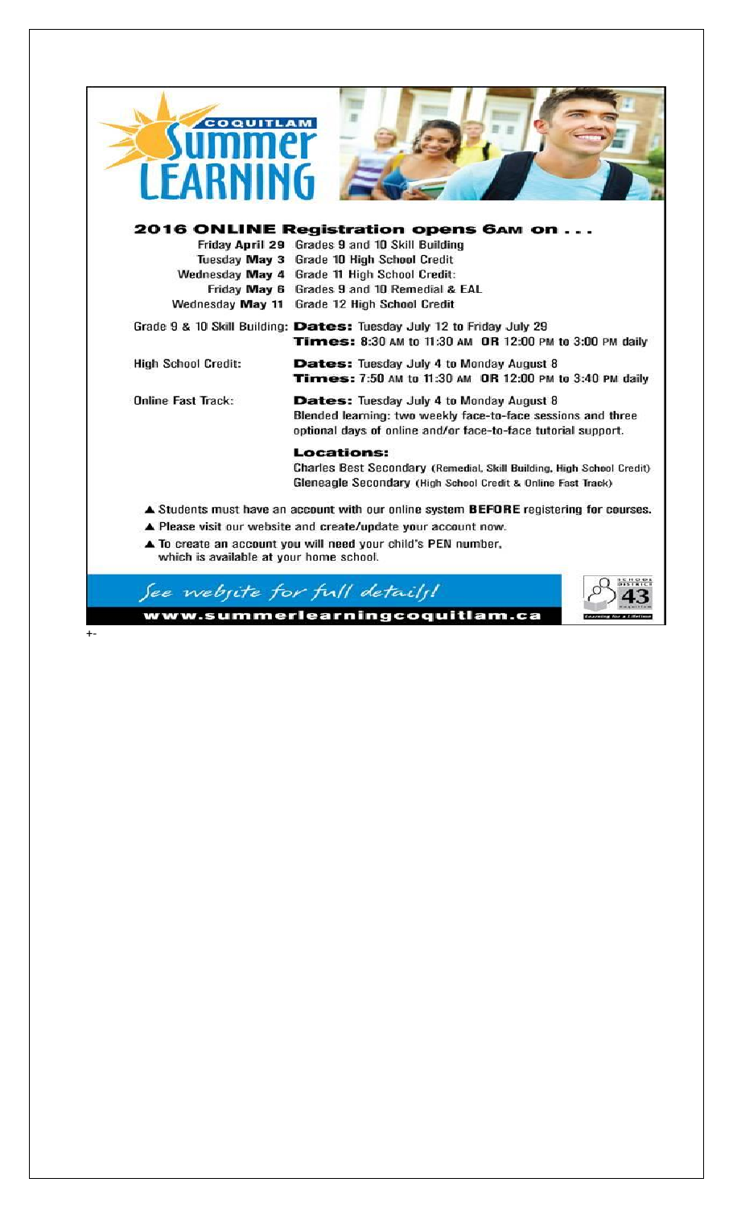# COQUITLAM Summer LEARNING

## 2016 ONLINE Registration opens 6AM on . . .

| | |
|---|---|
| Friday **April 29** | Grades **9** and **10** Skill Building |
| Tuesday **May 3** | Grade **10** High School Credit |
| Wednesday **May 4** | Grade **11** High School Credit: |
| Friday **May 6** | Grades **9** and **10** Remedial & EAL |
| Wednesday **May 11** | Grade **12** High School Credit |

Grade 9 & 10 Skill Building: **Dates:** Tuesday July 12 to Friday July 29
**Times:** 8:30 AM to 11:30 AM **OR** 12:00 PM to 3:00 PM daily

High School Credit: **Dates:** Tuesday July 4 to Monday August 8
**Times:** 7:50 AM to 11:30 AM **OR** 12:00 PM to 3:40 PM daily

Online Fast Track: **Dates:** Tuesday July 4 to Monday August 8
Blended learning: two weekly face-to-face sessions and three optional days of online and/or face-to-face tutorial support.

**Locations:**
Charles Best Secondary (Remedial, Skill Building, High School Credit)
Gleneagle Secondary (High School Credit & Online Fast Track)

- ▲ Students must have an account with our online system **BEFORE** registering for courses.
- ▲ Please visit our website and create/update your account now.
- ▲ To create an account you will need your child's PEN number, which is available at your home school.

*See website for full details!*

**www.summerlearningcoquitlam.ca**

SCHOOL DISTRICT 43 Coquitlam — Learning for a Lifetime

+-